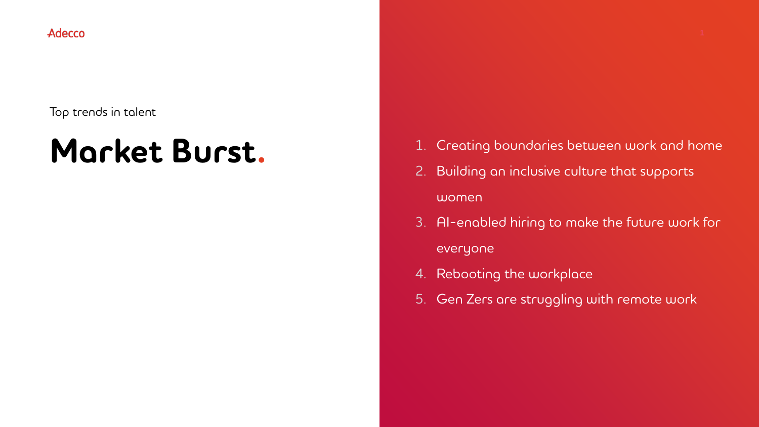Adecco

Top trends in talent

# Market Burst.

1. Creating boundaries between work and home
2. Building an inclusive culture that supports women
3. AI-enabled hiring to make the future work for everyone
4. Rebooting the workplace
5. Gen Zers are struggling with remote work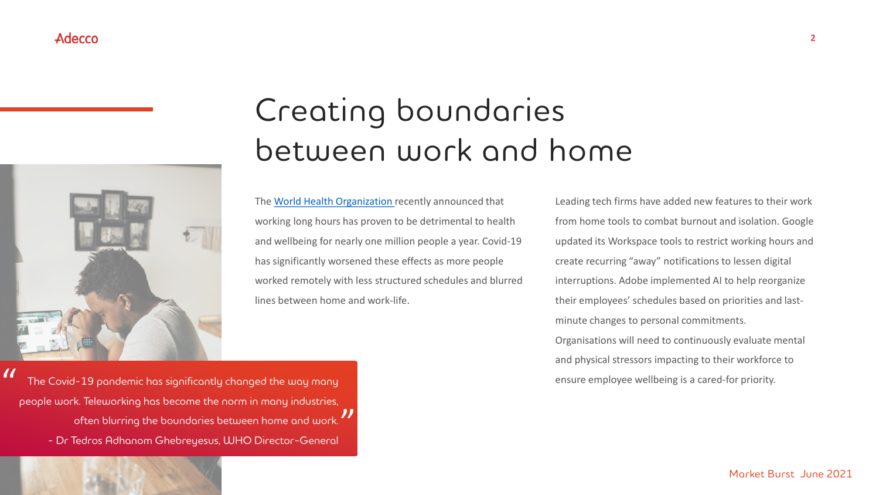# Creating boundaries between work and home

The [World Health Organization](#) recently announced that working long hours has proven to be detrimental to health and wellbeing for nearly one million people a year. Covid-19 has significantly worsened these effects as more people worked remotely with less structured schedules and blurred lines between home and work-life.

> "The Covid-19 pandemic has significantly changed the way many people work. Teleworking has become the norm in many industries, often blurring the boundaries between home and work."
>
> – Dr Tedros Adhanom Ghebreyesus, WHO Director-General

Leading tech firms have added new features to their work from home tools to combat burnout and isolation. Google updated its Workspace tools to restrict working hours and create recurring "away" notifications to lessen digital interruptions. Adobe implemented AI to help reorganize their employees' schedules based on priorities and last-minute changes to personal commitments.

Organisations will need to continuously evaluate mental and physical stressors impacting to their workforce to ensure employee wellbeing is a cared-for priority.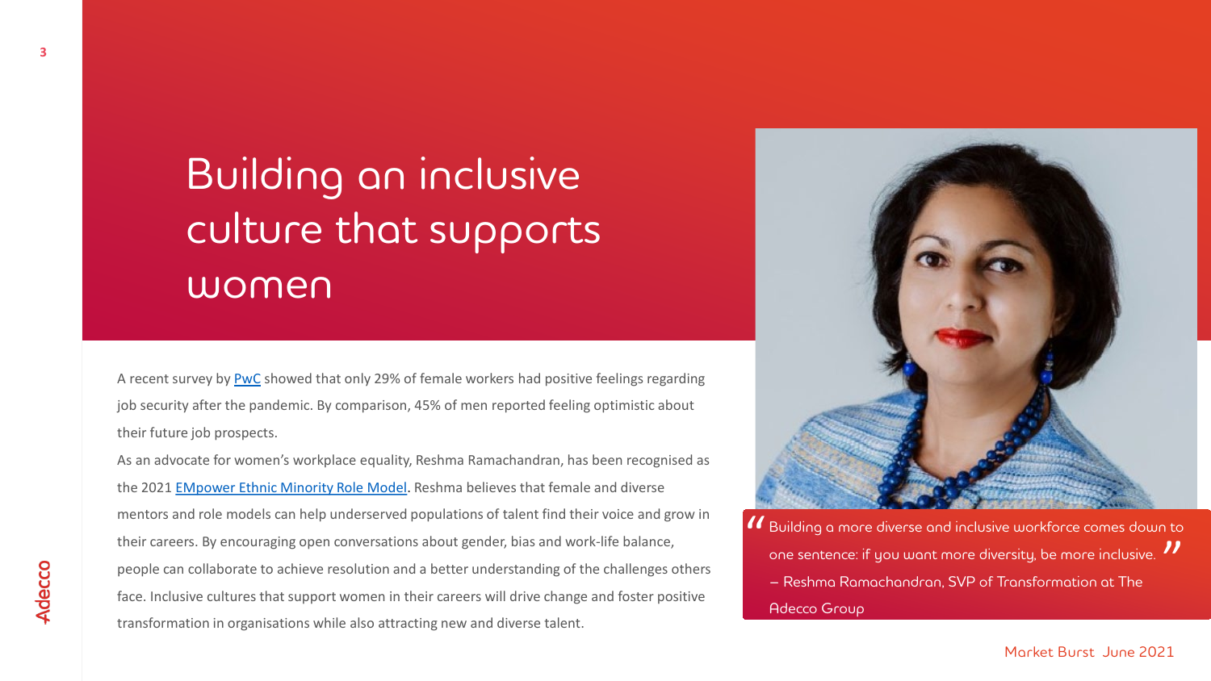# Building an inclusive culture that supports women

A recent survey by [PwC] showed that only 29% of female workers had positive feelings regarding job security after the pandemic. By comparison, 45% of men reported feeling optimistic about their future job prospects.

As an advocate for women's workplace equality, Reshma Ramachandran, has been recognised as the 2021 [EMpower Ethnic Minority Role Model]. Reshma believes that female and diverse mentors and role models can help underserved populations of talent find their voice and grow in their careers. By encouraging open conversations about gender, bias and work-life balance, people can collaborate to achieve resolution and a better understanding of the challenges others face. Inclusive cultures that support women in their careers will drive change and foster positive transformation in organisations while also attracting new and diverse talent.

> "Building a more diverse and inclusive workforce comes down to one sentence: if you want more diversity, be more inclusive."
>
> – Reshma Ramachandran, SVP of Transformation at The Adecco Group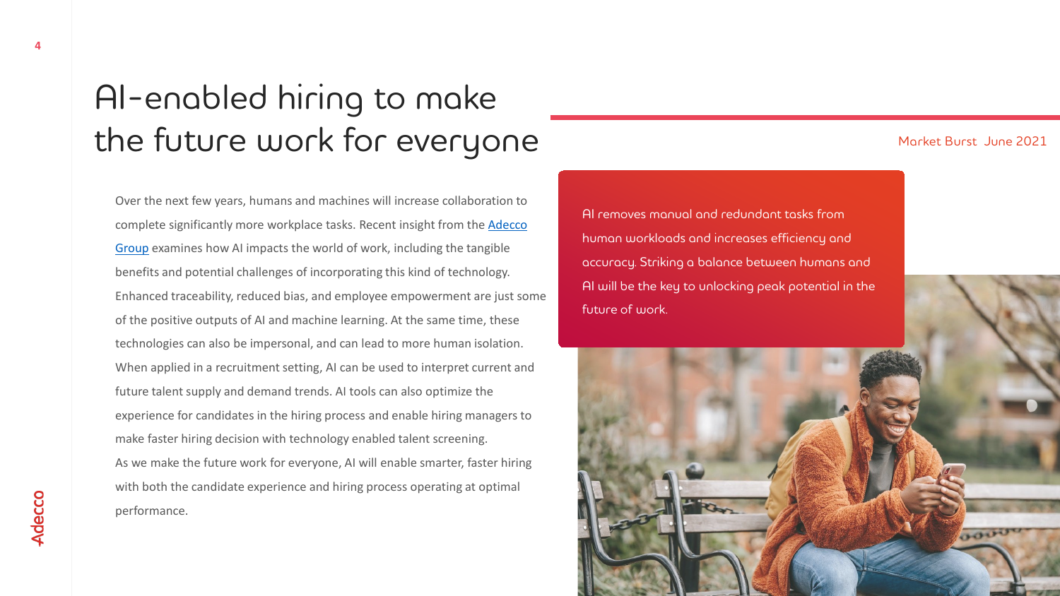# AI-enabled hiring to make the future work for everyone

Market Burst June 2021

Over the next few years, humans and machines will increase collaboration to complete significantly more workplace tasks. Recent insight from the [Adecco Group](#) examines how AI impacts the world of work, including the tangible benefits and potential challenges of incorporating this kind of technology. Enhanced traceability, reduced bias, and employee empowerment are just some of the positive outputs of AI and machine learning. At the same time, these technologies can also be impersonal, and can lead to more human isolation. When applied in a recruitment setting, AI can be used to interpret current and future talent supply and demand trends. AI tools can also optimize the experience for candidates in the hiring process and enable hiring managers to make faster hiring decision with technology enabled talent screening.
As we make the future work for everyone, AI will enable smarter, faster hiring with both the candidate experience and hiring process operating at optimal performance.

AI removes manual and redundant tasks from human workloads and increases efficiency and accuracy. Striking a balance between humans and AI will be the key to unlocking peak potential in the future of work.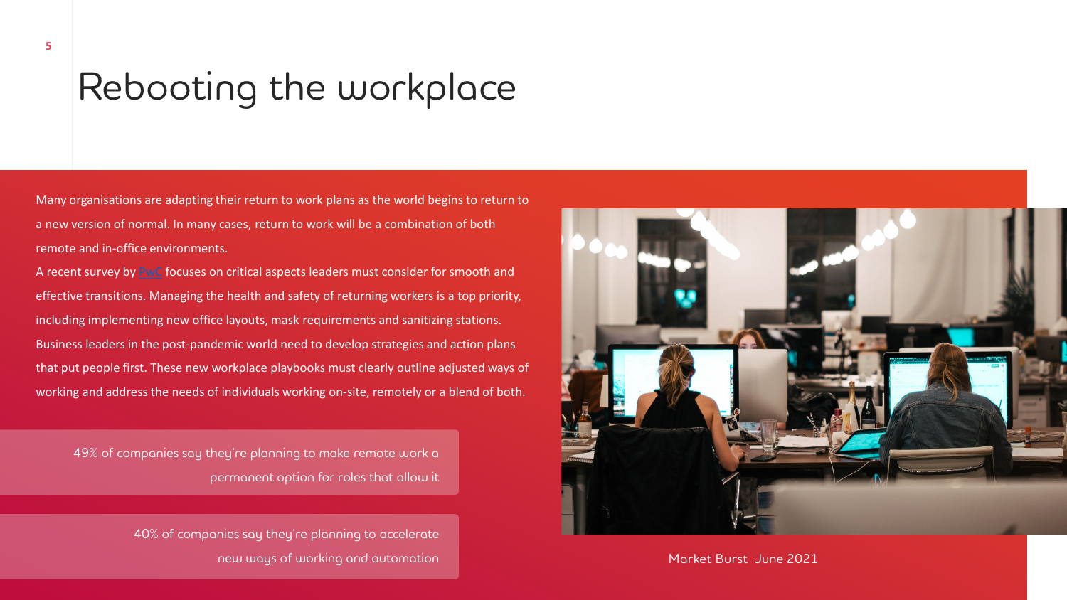# Rebooting the workplace

Many organisations are adapting their return to work plans as the world begins to return to a new version of normal. In many cases, return to work will be a combination of both remote and in-office environments.

A recent survey by PwC focuses on critical aspects leaders must consider for smooth and effective transitions. Managing the health and safety of returning workers is a top priority, including implementing new office layouts, mask requirements and sanitizing stations. Business leaders in the post-pandemic world need to develop strategies and action plans that put people first. These new workplace playbooks must clearly outline adjusted ways of working and address the needs of individuals working on-site, remotely or a blend of both.

49% of companies say they're planning to make remote work a permanent option for roles that allow it

40% of companies say they're planning to accelerate new ways of working and automation

Market Burst June 2021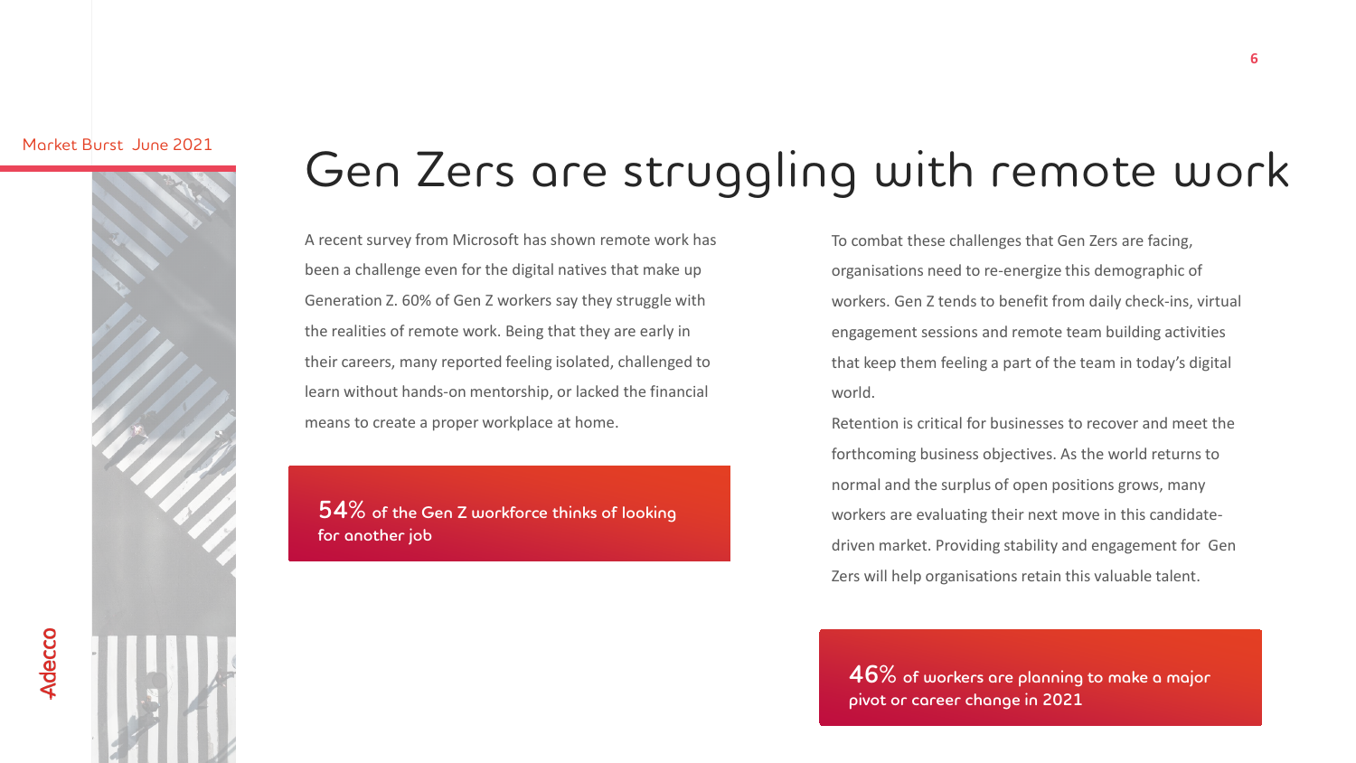# Gen Zers are struggling with remote work

A recent survey from Microsoft has shown remote work has been a challenge even for the digital natives that make up Generation Z. 60% of Gen Z workers say they struggle with the realities of remote work. Being that they are early in their careers, many reported feeling isolated, challenged to learn without hands-on mentorship, or lacked the financial means to create a proper workplace at home.

**54%** of the Gen Z workforce thinks of looking for another job

To combat these challenges that Gen Zers are facing, organisations need to re-energize this demographic of workers. Gen Z tends to benefit from daily check-ins, virtual engagement sessions and remote team building activities that keep them feeling a part of the team in today's digital world.

Retention is critical for businesses to recover and meet the forthcoming business objectives. As the world returns to normal and the surplus of open positions grows, many workers are evaluating their next move in this candidate-driven market. Providing stability and engagement for Gen Zers will help organisations retain this valuable talent.

**46%** of workers are planning to make a major pivot or career change in 2021